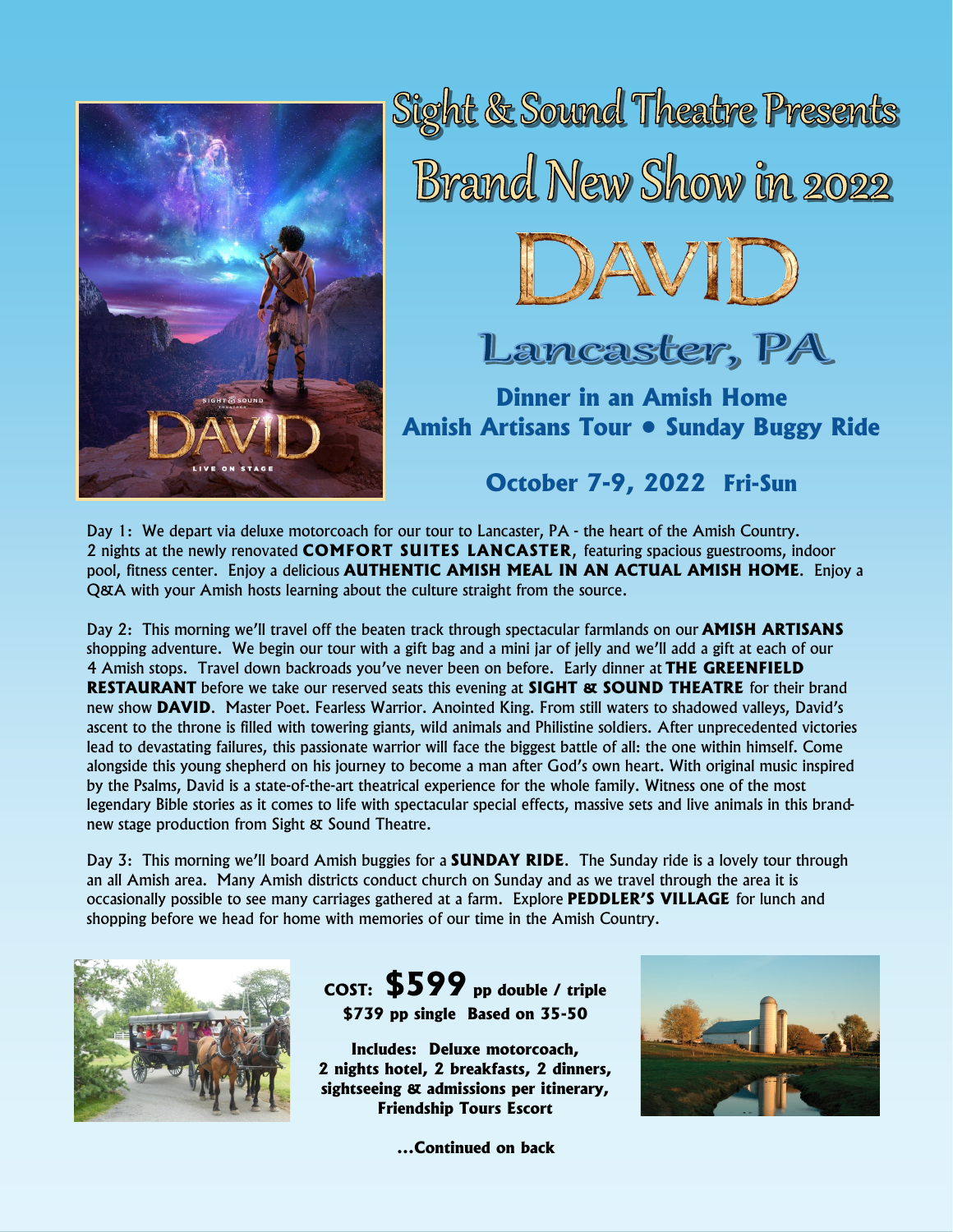# Sight & Sound Theatre Presents

# Brand New Show in 2022

# DAVID

## Lancaster, PA

### Dinner in an Amish Home
### Amish Artisans Tour • Sunday Buggy Ride

### October 7-9, 2022 Fri-Sun

Day 1: We depart via deluxe motorcoach for our tour to Lancaster, PA - the heart of the Amish Country. 2 nights at the newly renovated **COMFORT SUITES LANCASTER**, featuring spacious guestrooms, indoor pool, fitness center. Enjoy a delicious **AUTHENTIC AMISH MEAL IN AN ACTUAL AMISH HOME**. Enjoy a Q&A with your Amish hosts learning about the culture straight from the source.

Day 2: This morning we'll travel off the beaten track through spectacular farmlands on our **AMISH ARTISANS** shopping adventure. We begin our tour with a gift bag and a mini jar of jelly and we'll add a gift at each of our 4 Amish stops. Travel down backroads you've never been on before. Early dinner at **THE GREENFIELD RESTAURANT** before we take our reserved seats this evening at **SIGHT & SOUND THEATRE** for their brand new show **DAVID**. Master Poet. Fearless Warrior. Anointed King. From still waters to shadowed valleys, David's ascent to the throne is filled with towering giants, wild animals and Philistine soldiers. After unprecedented victories lead to devastating failures, this passionate warrior will face the biggest battle of all: the one within himself. Come alongside this young shepherd on his journey to become a man after God's own heart. With original music inspired by the Psalms, David is a state-of-the-art theatrical experience for the whole family. Witness one of the most legendary Bible stories as it comes to life with spectacular special effects, massive sets and live animals in this brand-new stage production from Sight & Sound Theatre.

Day 3: This morning we'll board Amish buggies for a **SUNDAY RIDE**. The Sunday ride is a lovely tour through an all Amish area. Many Amish districts conduct church on Sunday and as we travel through the area it is occasionally possible to see many carriages gathered at a farm. Explore **PEDDLER'S VILLAGE** for lunch and shopping before we head for home with memories of our time in the Amish Country.

**COST: $599 pp double / triple**
**$739 pp single Based on 35-50**

**Includes: Deluxe motorcoach, 2 nights hotel, 2 breakfasts, 2 dinners, sightseeing & admissions per itinerary, Friendship Tours Escort**

**...Continued on back**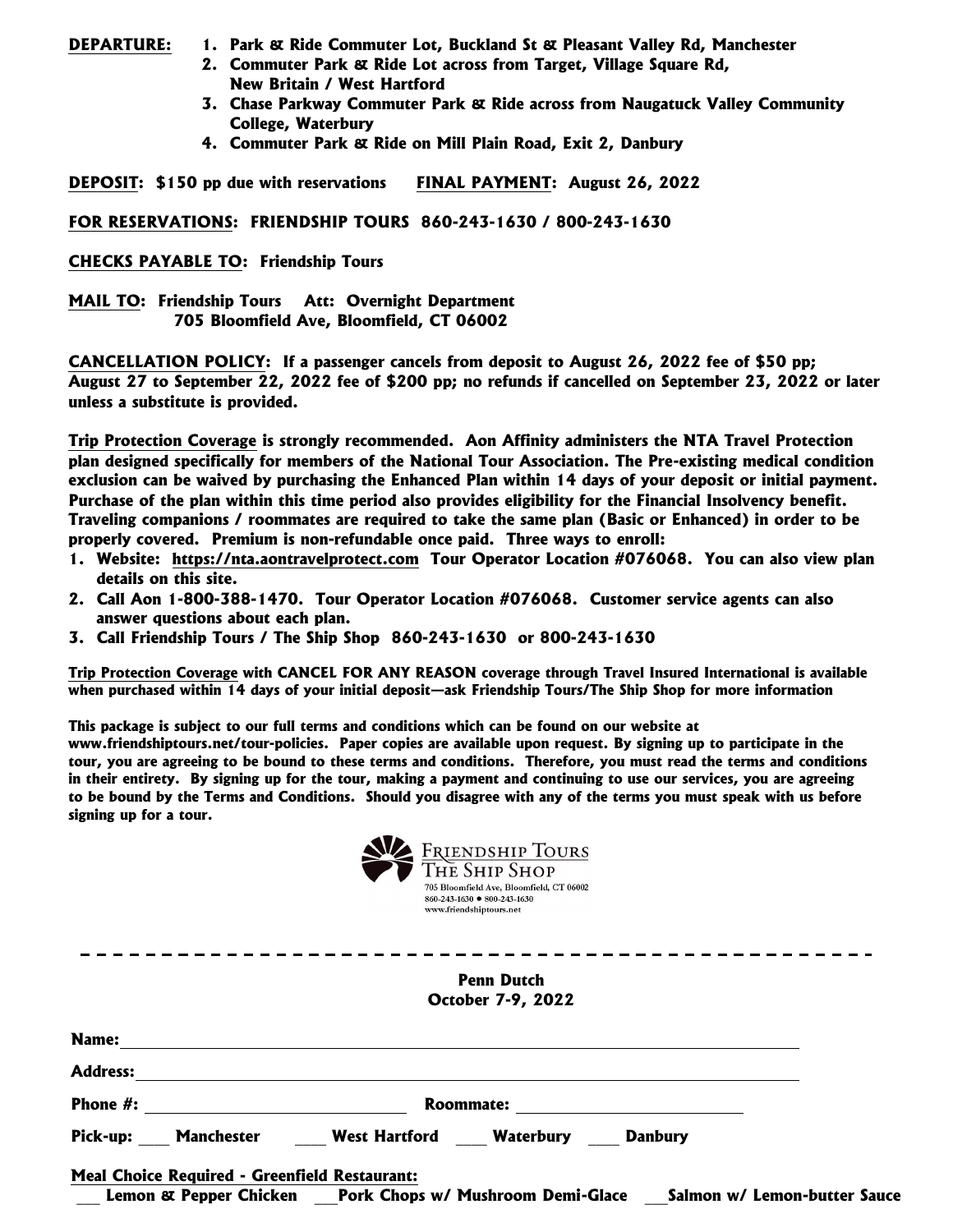**DEPARTURE:**

1. **Park & Ride Commuter Lot, Buckland St & Pleasant Valley Rd, Manchester**
2. **Commuter Park & Ride Lot across from Target, Village Square Rd, New Britain / West Hartford**
3. **Chase Parkway Commuter Park & Ride across from Naugatuck Valley Community College, Waterbury**
4. **Commuter Park & Ride on Mill Plain Road, Exit 2, Danbury**

**DEPOSIT: $150 pp due with reservations** **FINAL PAYMENT: August 26, 2022**

**FOR RESERVATIONS: FRIENDSHIP TOURS 860-243-1630 / 800-243-1630**

**CHECKS PAYABLE TO: Friendship Tours**

**MAIL TO: Friendship Tours Att: Overnight Department**
**705 Bloomfield Ave, Bloomfield, CT 06002**

**CANCELLATION POLICY: If a passenger cancels from deposit to August 26, 2022 fee of $50 pp; August 27 to September 22, 2022 fee of $200 pp; no refunds if cancelled on September 23, 2022 or later unless a substitute is provided.**

**Trip Protection Coverage is strongly recommended. Aon Affinity administers the NTA Travel Protection plan designed specifically for members of the National Tour Association. The Pre-existing medical condition exclusion can be waived by purchasing the Enhanced Plan within 14 days of your deposit or initial payment. Purchase of the plan within this time period also provides eligibility for the Financial Insolvency benefit. Traveling companions / roommates are required to take the same plan (Basic or Enhanced) in order to be properly covered. Premium is non-refundable once paid. Three ways to enroll:**

1. **Website: https://nta.aontravelprotect.com Tour Operator Location #076068. You can also view plan details on this site.**
2. **Call Aon 1-800-388-1470. Tour Operator Location #076068. Customer service agents can also answer questions about each plan.**
3. **Call Friendship Tours / The Ship Shop 860-243-1630 or 800-243-1630**

**Trip Protection Coverage with CANCEL FOR ANY REASON coverage through Travel Insured International is available when purchased within 14 days of your initial deposit—ask Friendship Tours/The Ship Shop for more information**

**This package is subject to our full terms and conditions which can be found on our website at www.friendshiptours.net/tour-policies. Paper copies are available upon request. By signing up to participate in the tour, you are agreeing to be bound to these terms and conditions. Therefore, you must read the terms and conditions in their entirety. By signing up for the tour, making a payment and continuing to use our services, you are agreeing to be bound by the Terms and Conditions. Should you disagree with any of the terms you must speak with us before signing up for a tour.**

FRIENDSHIP TOURS
THE SHIP SHOP
705 Bloomfield Ave, Bloomfield, CT 06002
860-243-1630 • 800-243-1630
www.friendshiptours.net

---

**Penn Dutch**
**October 7-9, 2022**

**Name:** ____________________

**Address:** ____________________

**Phone #:** ____________________ **Roommate:** ____________________

**Pick-up:** ___ **Manchester** ___ **West Hartford** ___ **Waterbury** ___ **Danbury**

**Meal Choice Required - Greenfield Restaurant:**

___ **Lemon & Pepper Chicken** ___ **Pork Chops w/ Mushroom Demi-Glace** ___ **Salmon w/ Lemon-butter Sauce**